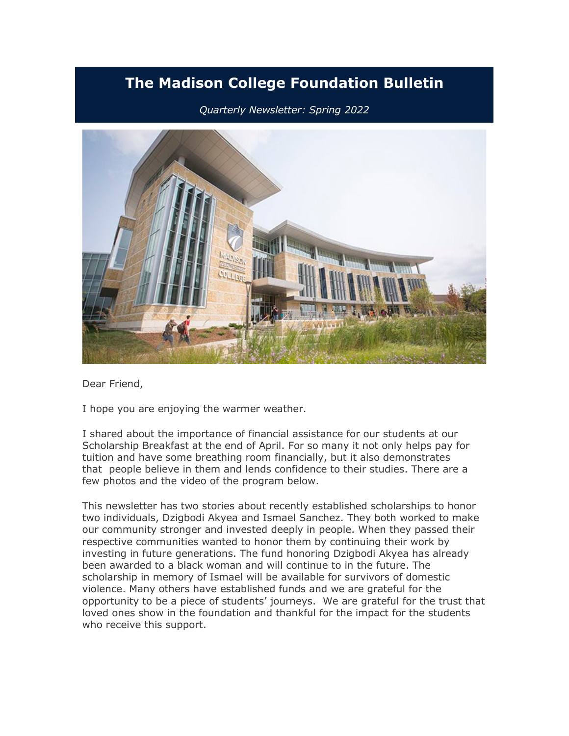# The Madison College Foundation Bulletin

*Quarterly Newsletter: Spring 2022*

Dear Friend,

I hope you are enjoying the warmer weather.

I shared about the importance of financial assistance for our students at our Scholarship Breakfast at the end of April. For so many it not only helps pay for tuition and have some breathing room financially, but it also demonstrates that people believe in them and lends confidence to their studies. There are a few photos and the video of the program below.

This newsletter has two stories about recently established scholarships to honor two individuals, Dzigbodi Akyea and Ismael Sanchez. They both worked to make our community stronger and invested deeply in people. When they passed their respective communities wanted to honor them by continuing their work by investing in future generations. The fund honoring Dzigbodi Akyea has already been awarded to a black woman and will continue to in the future. The scholarship in memory of Ismael will be available for survivors of domestic violence. Many others have established funds and we are grateful for the opportunity to be a piece of students' journeys. We are grateful for the trust that loved ones show in the foundation and thankful for the impact for the students who receive this support.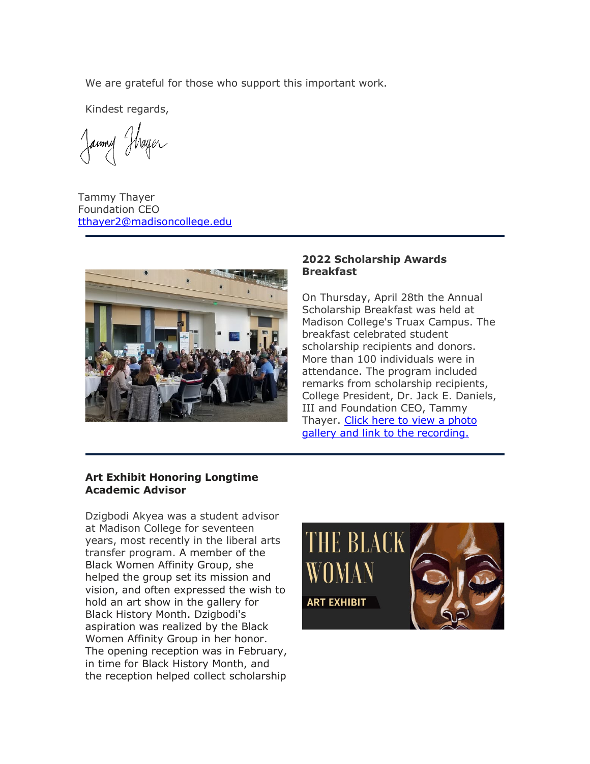We are grateful for those who support this important work.

Kindest regards,

Tammy Thayer
Foundation CEO
tthayer2@madisoncollege.edu

---

**2022 Scholarship Awards Breakfast**

On Thursday, April 28th the Annual Scholarship Breakfast was held at Madison College's Truax Campus. The breakfast celebrated student scholarship recipients and donors. More than 100 individuals were in attendance. The program included remarks from scholarship recipients, College President, Dr. Jack E. Daniels, III and Foundation CEO, Tammy Thayer. [Click here to view a photo gallery and link to the recording.]

---

**Art Exhibit Honoring Longtime Academic Advisor**

Dzigbodi Akyea was a student advisor at Madison College for seventeen years, most recently in the liberal arts transfer program. A member of the Black Women Affinity Group, she helped the group set its mission and vision, and often expressed the wish to hold an art show in the gallery for Black History Month. Dzigbodi's aspiration was realized by the Black Women Affinity Group in her honor. The opening reception was in February, in time for Black History Month, and the reception helped collect scholarship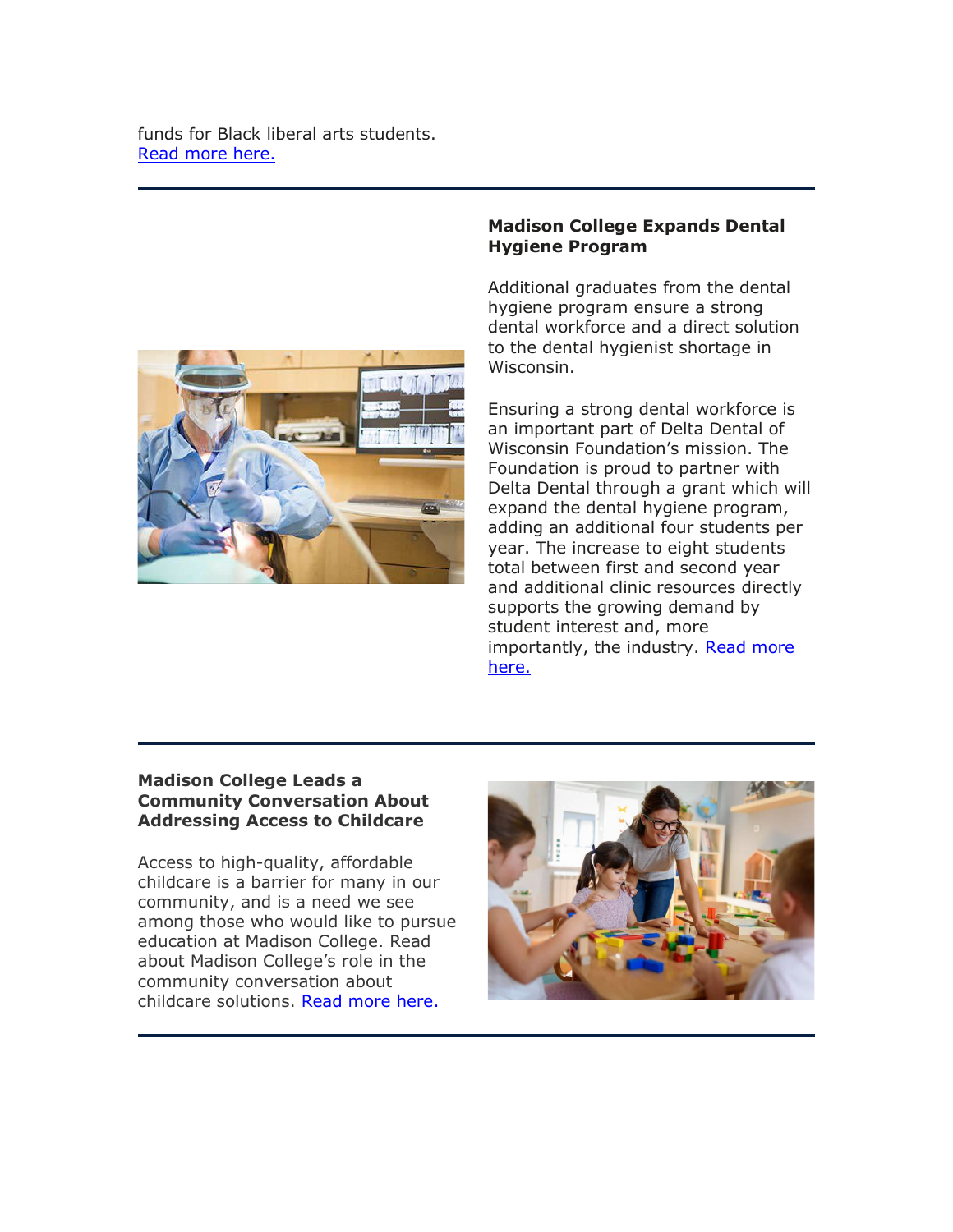funds for Black liberal arts students.
Read more here.

---

**Madison College Expands Dental Hygiene Program**

Additional graduates from the dental hygiene program ensure a strong dental workforce and a direct solution to the dental hygienist shortage in Wisconsin.

Ensuring a strong dental workforce is an important part of Delta Dental of Wisconsin Foundation's mission. The Foundation is proud to partner with Delta Dental through a grant which will expand the dental hygiene program, adding an additional four students per year. The increase to eight students total between first and second year and additional clinic resources directly supports the growing demand by student interest and, more importantly, the industry. Read more here.

---

**Madison College Leads a Community Conversation About Addressing Access to Childcare**

Access to high-quality, affordable childcare is a barrier for many in our community, and is a need we see among those who would like to pursue education at Madison College. Read about Madison College's role in the community conversation about childcare solutions. Read more here.

---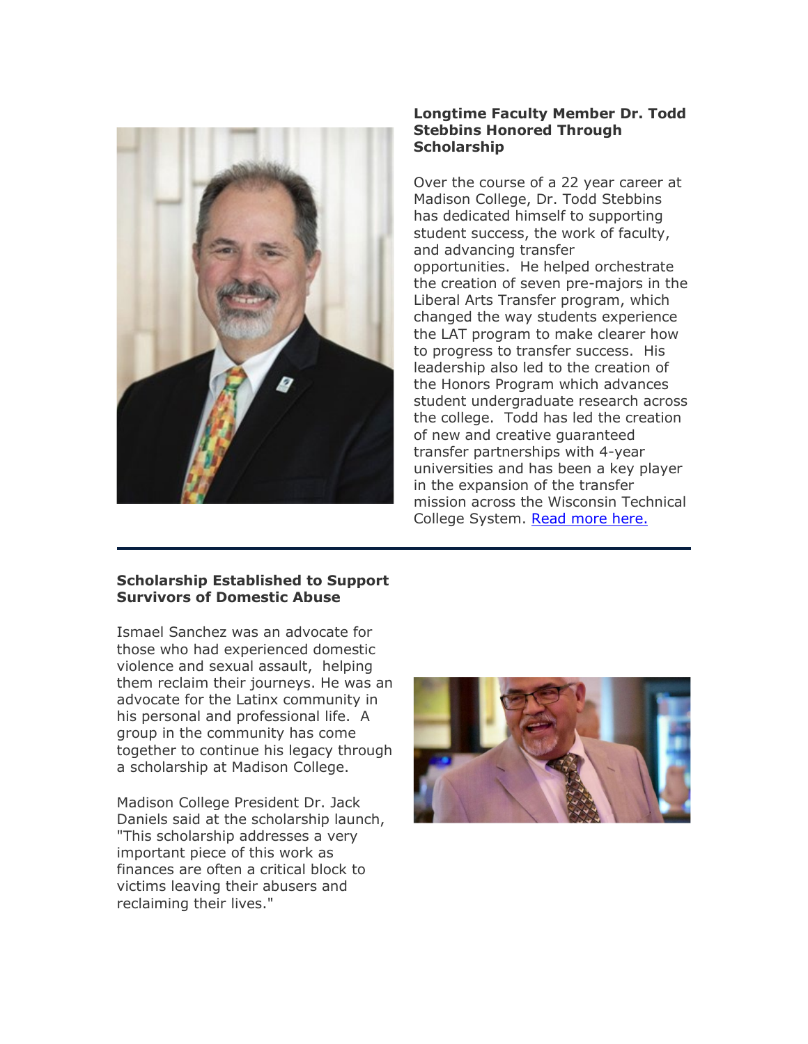**Longtime Faculty Member Dr. Todd Stebbins Honored Through Scholarship**

Over the course of a 22 year career at Madison College, Dr. Todd Stebbins has dedicated himself to supporting student success, the work of faculty, and advancing transfer opportunities.  He helped orchestrate the creation of seven pre-majors in the Liberal Arts Transfer program, which changed the way students experience the LAT program to make clearer how to progress to transfer success.  His leadership also led to the creation of the Honors Program which advances student undergraduate research across the college.  Todd has led the creation of new and creative guaranteed transfer partnerships with 4-year universities and has been a key player in the expansion of the transfer mission across the Wisconsin Technical College System. Read more here.

---

**Scholarship Established to Support Survivors of Domestic Abuse**

Ismael Sanchez was an advocate for those who had experienced domestic violence and sexual assault,  helping them reclaim their journeys. He was an advocate for the Latinx community in his personal and professional life.  A group in the community has come together to continue his legacy through a scholarship at Madison College.

Madison College President Dr. Jack Daniels said at the scholarship launch, "This scholarship addresses a very important piece of this work as finances are often a critical block to victims leaving their abusers and reclaiming their lives."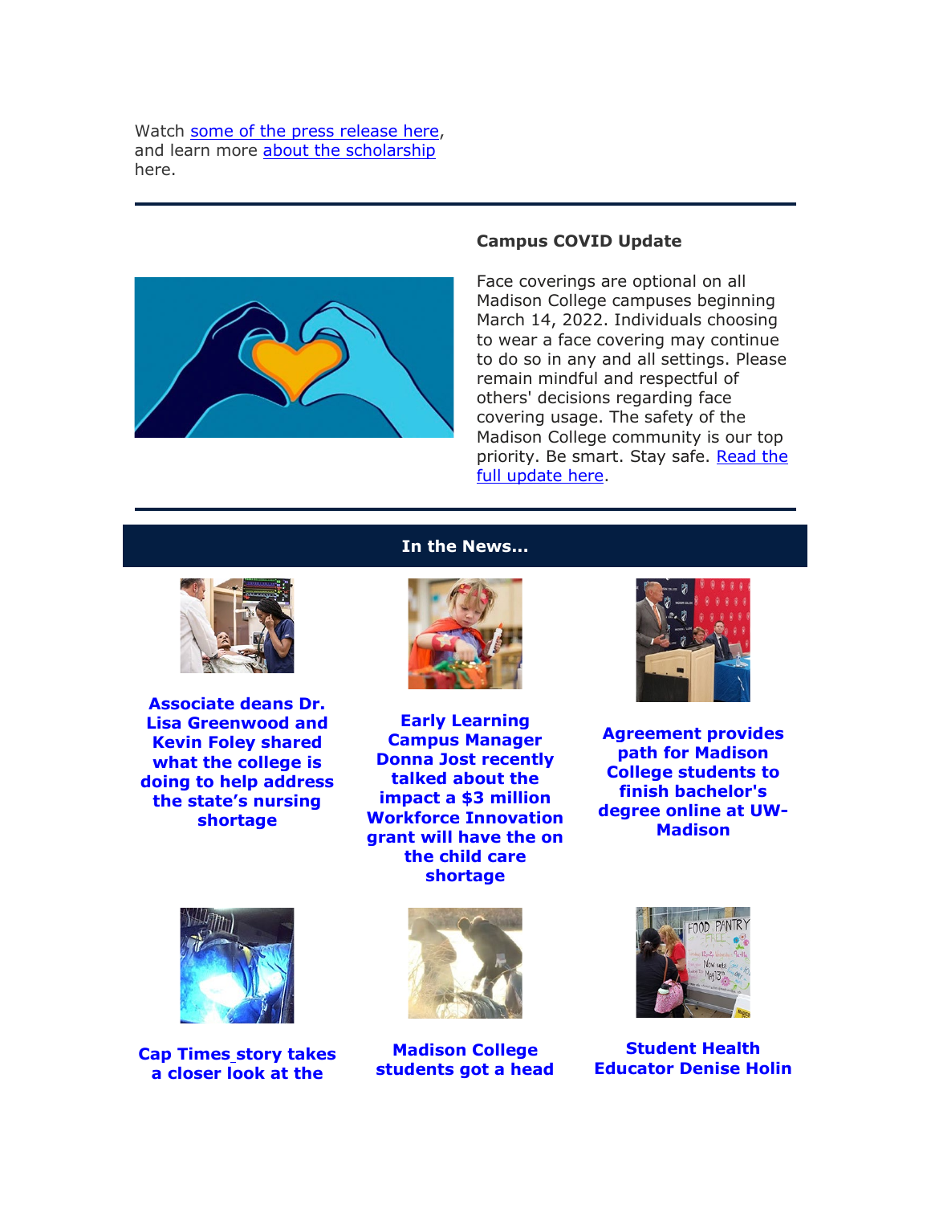Watch some of the press release here, and learn more about the scholarship here.

---

**Campus COVID Update**

Face coverings are optional on all Madison College campuses beginning March 14, 2022. Individuals choosing to wear a face covering may continue to do so in any and all settings. Please remain mindful and respectful of others' decisions regarding face covering usage. The safety of the Madison College community is our top priority. Be smart. Stay safe. Read the full update here.

---

## In the News...

**Associate deans Dr. Lisa Greenwood and Kevin Foley shared what the college is doing to help address the state's nursing shortage**

**Early Learning Campus Manager Donna Jost recently talked about the impact a $3 million Workforce Innovation grant will have the on the child care shortage**

**Agreement provides path for Madison College students to finish bachelor's degree online at UW-Madison**

**Cap Times story takes a closer look at the**

**Madison College students got a head**

**Student Health Educator Denise Holin**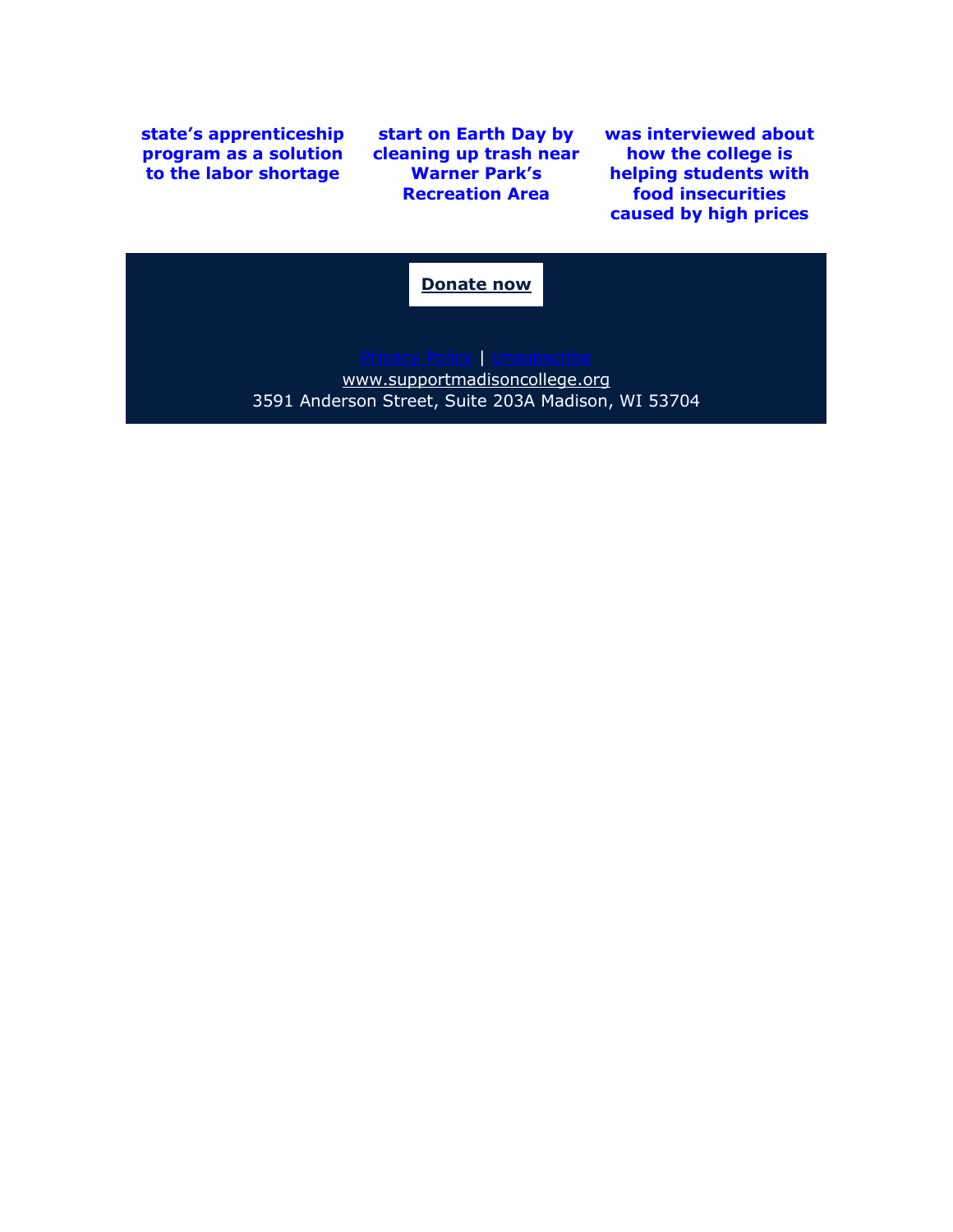**state's apprenticeship program as a solution to the labor shortage**

**start on Earth Day by cleaning up trash near Warner Park's Recreation Area**

**was interviewed about how the college is helping students with food insecurities caused by high prices**

**Donate now**

Privacy Policy | Unsubscribe

www.supportmadisoncollege.org

3591 Anderson Street, Suite 203A Madison, WI 53704